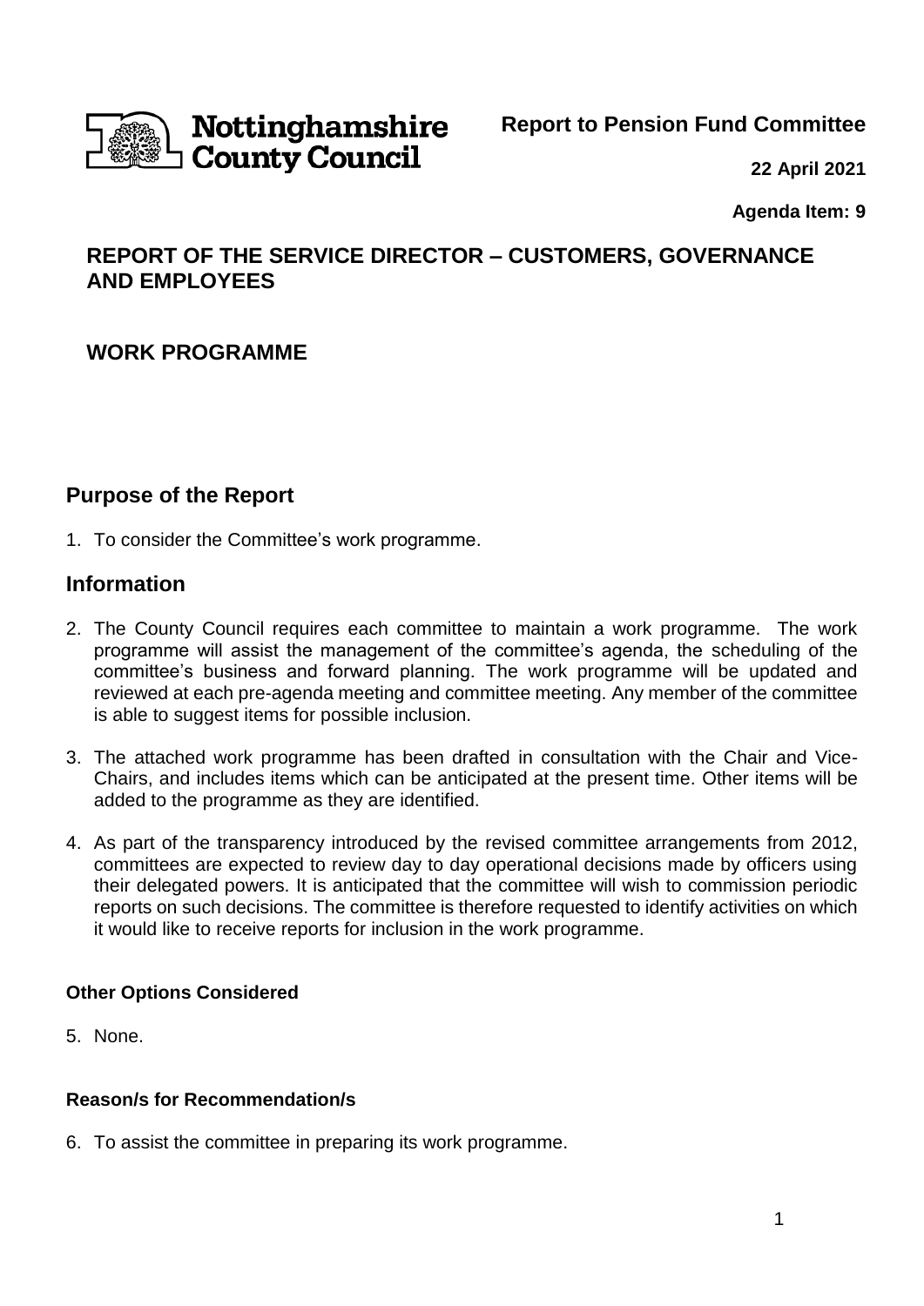Nottinghamshire County Council

**Report to Pension Fund Committee**

**22 April 2021**

**Agenda Item: 9**

## REPORT OF THE SERVICE DIRECTOR – CUSTOMERS, GOVERNANCE AND EMPLOYEES

## WORK PROGRAMME

## Purpose of the Report

1. To consider the Committee's work programme.

## Information

2. The County Council requires each committee to maintain a work programme. The work programme will assist the management of the committee's agenda, the scheduling of the committee's business and forward planning. The work programme will be updated and reviewed at each pre-agenda meeting and committee meeting. Any member of the committee is able to suggest items for possible inclusion.

3. The attached work programme has been drafted in consultation with the Chair and Vice-Chairs, and includes items which can be anticipated at the present time. Other items will be added to the programme as they are identified.

4. As part of the transparency introduced by the revised committee arrangements from 2012, committees are expected to review day to day operational decisions made by officers using their delegated powers. It is anticipated that the committee will wish to commission periodic reports on such decisions. The committee is therefore requested to identify activities on which it would like to receive reports for inclusion in the work programme.

### Other Options Considered

5. None.

### Reason/s for Recommendation/s

6. To assist the committee in preparing its work programme.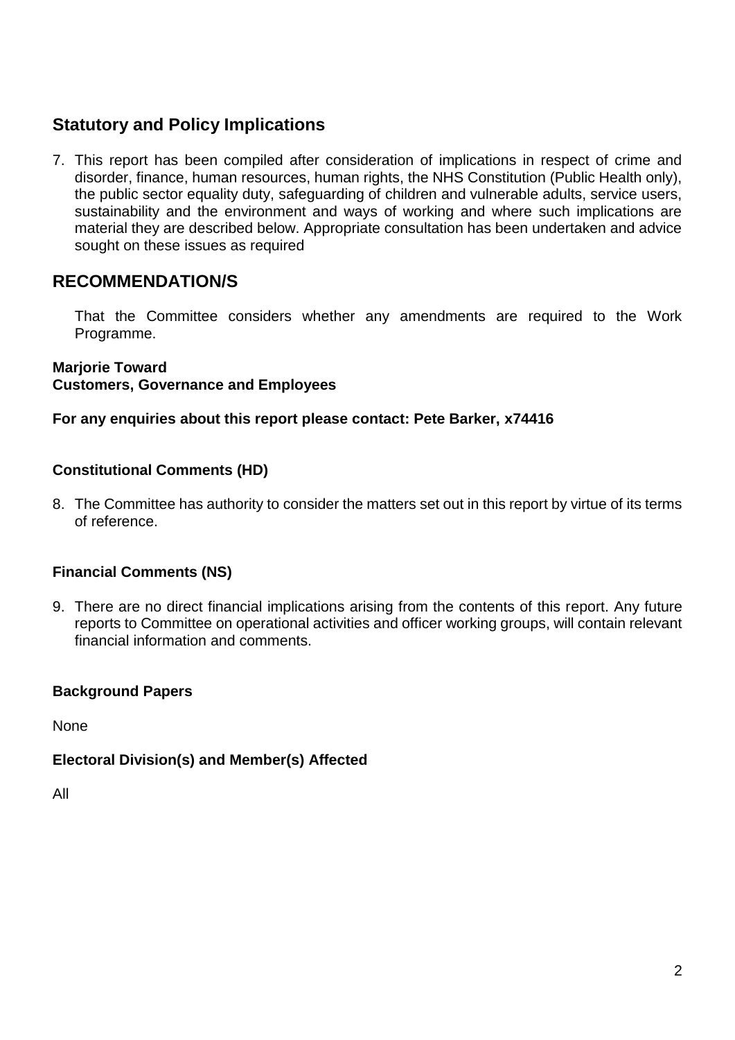## Statutory and Policy Implications

7. This report has been compiled after consideration of implications in respect of crime and disorder, finance, human resources, human rights, the NHS Constitution (Public Health only), the public sector equality duty, safeguarding of children and vulnerable adults, service users, sustainability and the environment and ways of working and where such implications are material they are described below. Appropriate consultation has been undertaken and advice sought on these issues as required

## RECOMMENDATION/S

That the Committee considers whether any amendments are required to the Work Programme.

**Marjorie Toward**
**Customers, Governance and Employees**

**For any enquiries about this report please contact: Pete Barker, x74416**

**Constitutional Comments (HD)**

8. The Committee has authority to consider the matters set out in this report by virtue of its terms of reference.

**Financial Comments (NS)**

9. There are no direct financial implications arising from the contents of this report. Any future reports to Committee on operational activities and officer working groups, will contain relevant financial information and comments.

**Background Papers**

None

**Electoral Division(s) and Member(s) Affected**

All